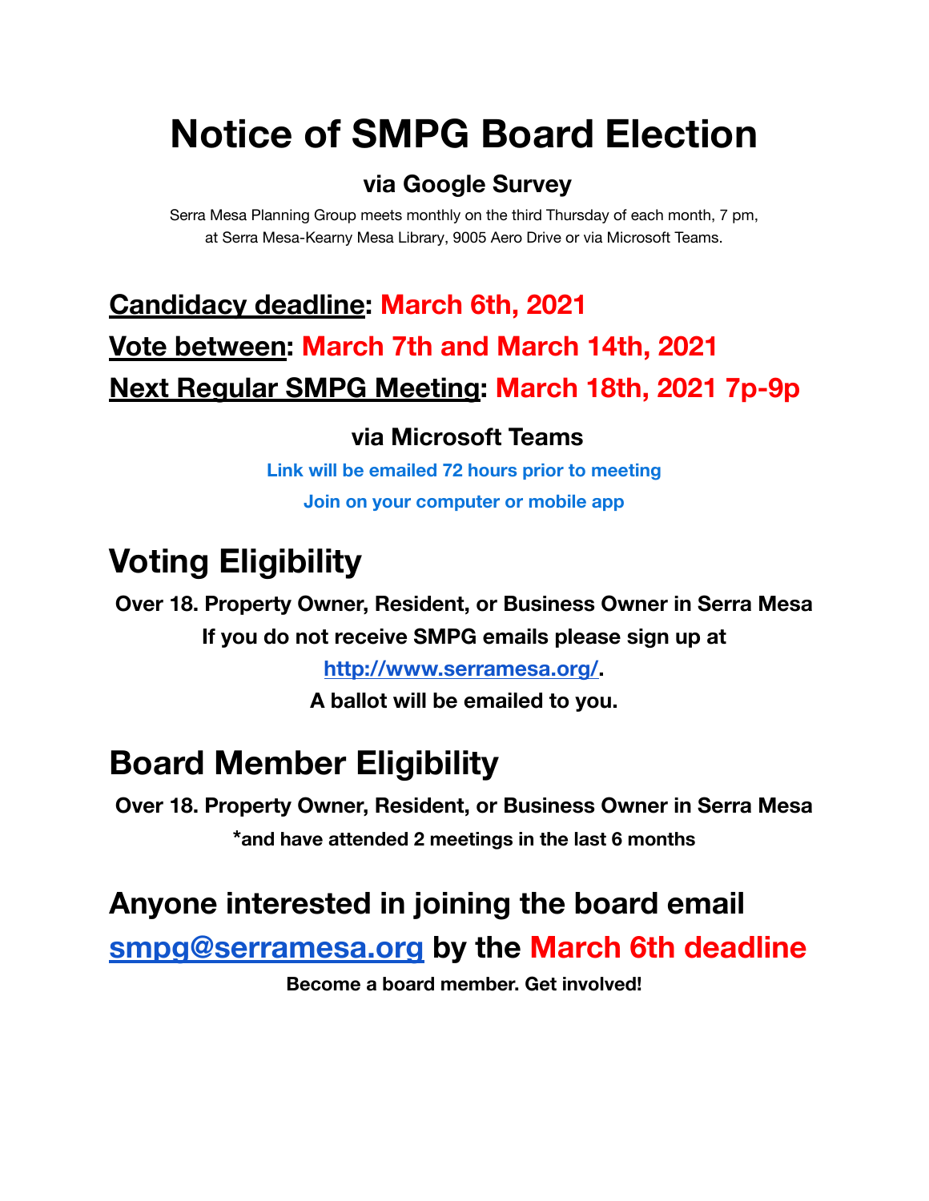# Notice of SMPG Board Election

### via Google Survey

Serra Mesa Planning Group meets monthly on the third Thursday of each month, 7 pm, at Serra Mesa-Kearny Mesa Library, 9005 Aero Drive or via Microsoft Teams.

## Candidacy deadline: March 6th, 2021

## Vote between: March 7th and March 14th, 2021

## Next Regular SMPG Meeting: March 18th, 2021 7p-9p

### via Microsoft Teams

**Link will be emailed 72 hours prior to meeting**

**Join on your computer or mobile app**

## Voting Eligibility

**Over 18. Property Owner, Resident, or Business Owner in Serra Mesa**

**If you do not receive SMPG emails please sign up at [http://www.serramesa.org/](http://www.serramesa.org/).**

**A ballot will be emailed to you.**

## Board Member Eligibility

**Over 18. Property Owner, Resident, or Business Owner in Serra Mesa**

**\*and have attended 2 meetings in the last 6 months**

## Anyone interested in joining the board email [smpg@serramesa.org](mailto:smpg@serramesa.org) by the March 6th deadline

**Become a board member. Get involved!**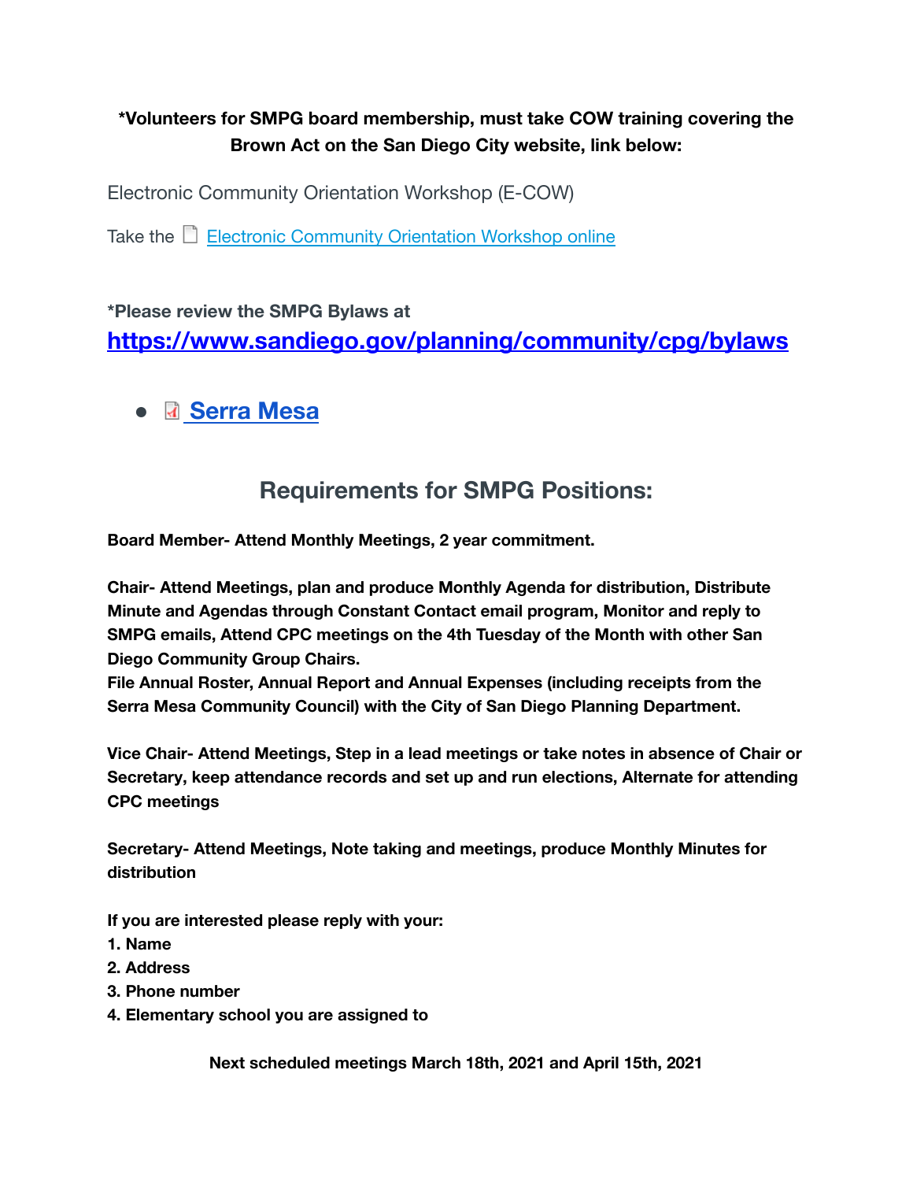**\*Volunteers for SMPG board membership, must take COW training covering the Brown Act on the San Diego City website, link below:**

Electronic Community Orientation Workshop (E-COW)

Take the [Electronic Community Orientation Workshop online]()

**\*Please review the SMPG Bylaws at**

**[https://www.sandiego.gov/planning/community/cpg/bylaws](https://www.sandiego.gov/planning/community/cpg/bylaws)**

- **[Serra Mesa]()**

## Requirements for SMPG Positions:

**Board Member- Attend Monthly Meetings, 2 year commitment.**

**Chair- Attend Meetings, plan and produce Monthly Agenda for distribution, Distribute Minute and Agendas through Constant Contact email program, Monitor and reply to SMPG emails, Attend CPC meetings on the 4th Tuesday of the Month with other San Diego Community Group Chairs.**
**File Annual Roster, Annual Report and Annual Expenses (including receipts from the Serra Mesa Community Council) with the City of San Diego Planning Department.**

**Vice Chair- Attend Meetings, Step in a lead meetings or take notes in absence of Chair or Secretary, keep attendance records and set up and run elections, Alternate for attending CPC meetings**

**Secretary- Attend Meetings, Note taking and meetings, produce Monthly Minutes for distribution**

**If you are interested please reply with your:**
1. **Name**
2. **Address**
3. **Phone number**
4. **Elementary school you are assigned to**

**Next scheduled meetings March 18th, 2021 and April 15th, 2021**